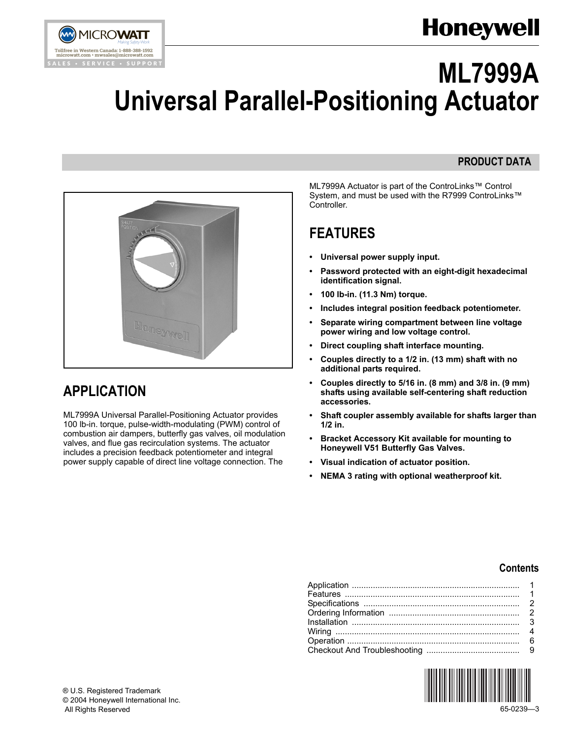Honeywell

# ML7999A Universal Parallel-Positioning Actuator

PRODUCT DATA

## APPLICATION

ML7999A Universal Parallel-Positioning Actuator provides 100 lb-in. torque, pulse-width-modulating (PWM) control of combustion air dampers, butterfly gas valves, oil modulation valves, and flue gas recirculation systems. The actuator includes a precision feedback potentiometer and integral power supply capable of direct line voltage connection. The ML7999A Actuator is part of the ControLinks™ Control System, and must be used with the R7999 ControLinks™ Controller.

## FEATURES

- **Universal power supply input.**
- **Password protected with an eight-digit hexadecimal identification signal.**
- **100 lb-in. (11.3 Nm) torque.**
- **Includes integral position feedback potentiometer.**
- **Separate wiring compartment between line voltage power wiring and low voltage control.**
- **Direct coupling shaft interface mounting.**
- **Couples directly to a 1/2 in. (13 mm) shaft with no additional parts required.**
- **Couples directly to 5/16 in. (8 mm) and 3/8 in. (9 mm) shafts using available self-centering shaft reduction accessories.**
- **Shaft coupler assembly available for shafts larger than 1/2 in.**
- **Bracket Accessory Kit available for mounting to Honeywell V51 Butterfly Gas Valves.**
- **Visual indication of actuator position.**
- **NEMA 3 rating with optional weatherproof kit.**

### Contents

| | |
|---|---|
| Application | 1 |
| Features | 1 |
| Specifications | 2 |
| Ordering Information | 2 |
| Installation | 3 |
| Wiring | 4 |
| Operation | 6 |
| Checkout And Troubleshooting | 9 |

® U.S. Registered Trademark
© 2004 Honeywell International Inc.
All Rights Reserved

65-0239—3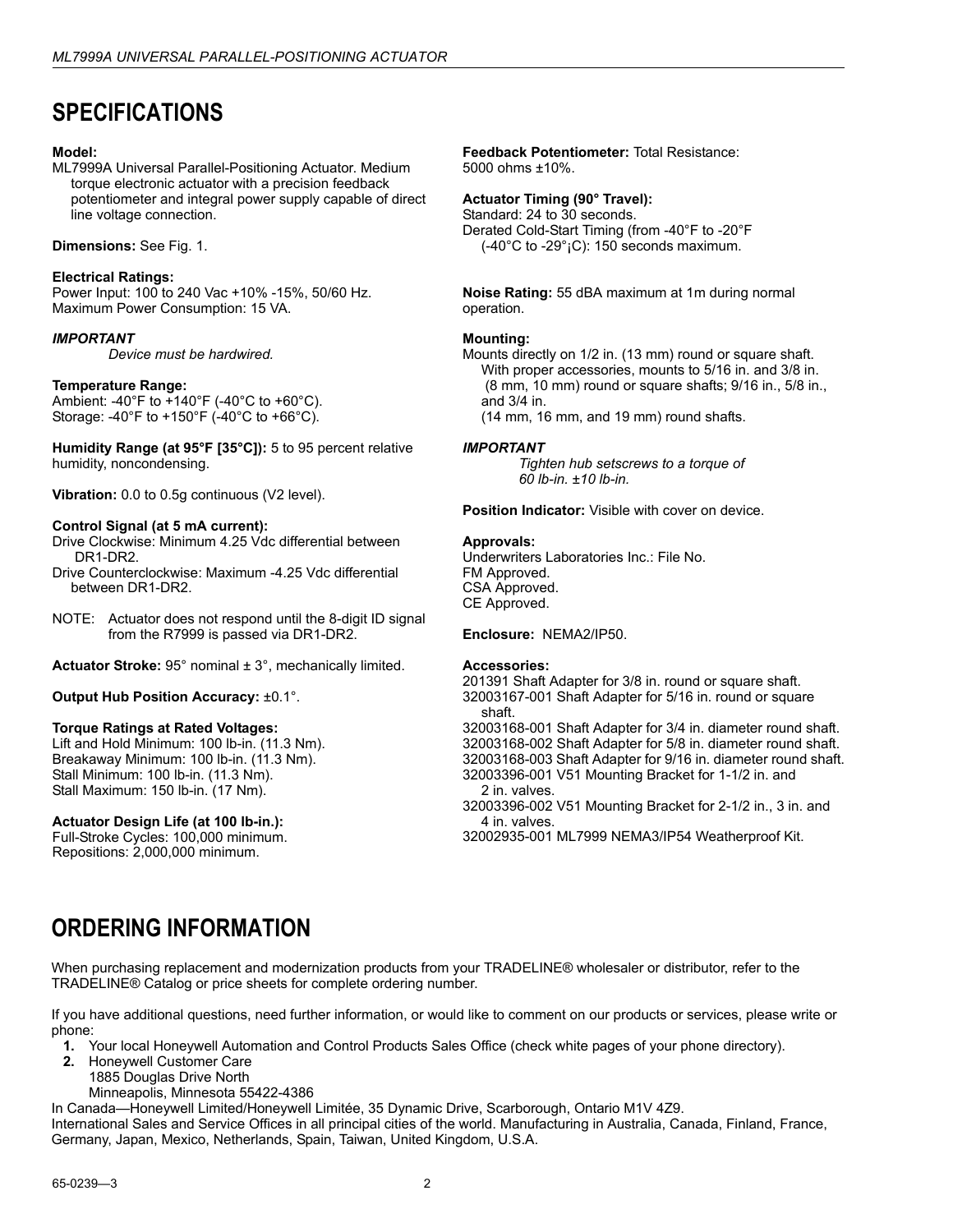# SPECIFICATIONS

**Model:**
ML7999A Universal Parallel-Positioning Actuator. Medium torque electronic actuator with a precision feedback potentiometer and integral power supply capable of direct line voltage connection.

**Dimensions:** See Fig. 1.

**Electrical Ratings:**
Power Input: 100 to 240 Vac +10% -15%, 50/60 Hz.
Maximum Power Consumption: 15 VA.

***IMPORTANT***
*Device must be hardwired.*

**Temperature Range:**
Ambient: -40°F to +140°F (-40°C to +60°C).
Storage: -40°F to +150°F (-40°C to +66°C).

**Humidity Range (at 95°F [35°C]):** 5 to 95 percent relative humidity, noncondensing.

**Vibration:** 0.0 to 0.5g continuous (V2 level).

**Control Signal (at 5 mA current):**
Drive Clockwise: Minimum 4.25 Vdc differential between DR1-DR2.
Drive Counterclockwise: Maximum -4.25 Vdc differential between DR1-DR2.

NOTE: Actuator does not respond until the 8-digit ID signal from the R7999 is passed via DR1-DR2.

**Actuator Stroke:** 95° nominal ± 3°, mechanically limited.

**Output Hub Position Accuracy:** ±0.1°.

**Torque Ratings at Rated Voltages:**
Lift and Hold Minimum: 100 lb-in. (11.3 Nm).
Breakaway Minimum: 100 lb-in. (11.3 Nm).
Stall Minimum: 100 lb-in. (11.3 Nm).
Stall Maximum: 150 lb-in. (17 Nm).

**Actuator Design Life (at 100 lb-in.):**
Full-Stroke Cycles: 100,000 minimum.
Repositions: 2,000,000 minimum.

**Feedback Potentiometer:** Total Resistance: 5000 ohms ±10%.

**Actuator Timing (90° Travel):**
Standard: 24 to 30 seconds.
Derated Cold-Start Timing (from -40°F to -20°F (-40°C to -29°¡C): 150 seconds maximum.

**Noise Rating:** 55 dBA maximum at 1m during normal operation.

**Mounting:**
Mounts directly on 1/2 in. (13 mm) round or square shaft. With proper accessories, mounts to 5/16 in. and 3/8 in. (8 mm, 10 mm) round or square shafts; 9/16 in., 5/8 in., and 3/4 in. (14 mm, 16 mm, and 19 mm) round shafts.

***IMPORTANT***
*Tighten hub setscrews to a torque of 60 lb-in. ±10 lb-in.*

**Position Indicator:** Visible with cover on device.

**Approvals:**
Underwriters Laboratories Inc.: File No.
FM Approved.
CSA Approved.
CE Approved.

**Enclosure:** NEMA2/IP50.

**Accessories:**
201391 Shaft Adapter for 3/8 in. round or square shaft.
32003167-001 Shaft Adapter for 5/16 in. round or square shaft.
32003168-001 Shaft Adapter for 3/4 in. diameter round shaft.
32003168-002 Shaft Adapter for 5/8 in. diameter round shaft.
32003168-003 Shaft Adapter for 9/16 in. diameter round shaft.
32003396-001 V51 Mounting Bracket for 1-1/2 in. and 2 in. valves.
32003396-002 V51 Mounting Bracket for 2-1/2 in., 3 in. and 4 in. valves.
32002935-001 ML7999 NEMA3/IP54 Weatherproof Kit.

# ORDERING INFORMATION

When purchasing replacement and modernization products from your TRADELINE® wholesaler or distributor, refer to the TRADELINE® Catalog or price sheets for complete ordering number.

If you have additional questions, need further information, or would like to comment on our products or services, please write or phone:

1. Your local Honeywell Automation and Control Products Sales Office (check white pages of your phone directory).
2. Honeywell Customer Care
   1885 Douglas Drive North
   Minneapolis, Minnesota 55422-4386

In Canada—Honeywell Limited/Honeywell Limitée, 35 Dynamic Drive, Scarborough, Ontario M1V 4Z9.
International Sales and Service Offices in all principal cities of the world. Manufacturing in Australia, Canada, Finland, France, Germany, Japan, Mexico, Netherlands, Spain, Taiwan, United Kingdom, U.S.A.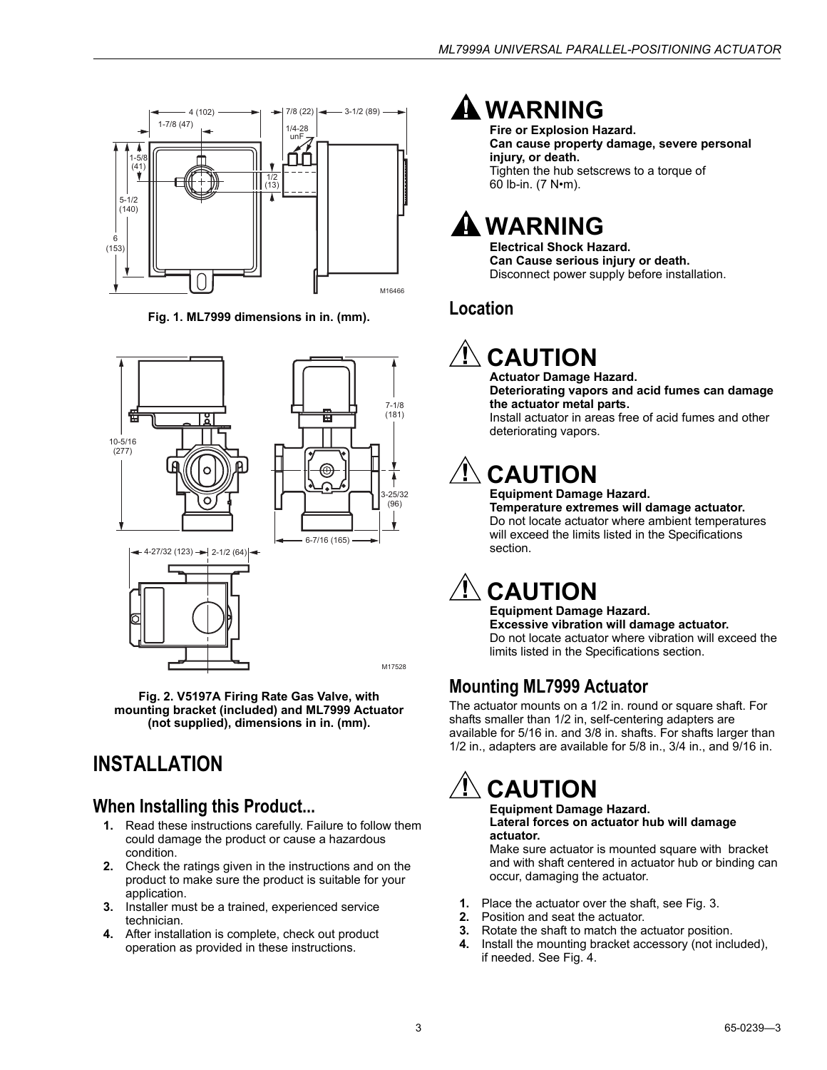Fig. 1. ML7999 dimensions in in. (mm).

Fig. 2. V5197A Firing Rate Gas Valve, with mounting bracket (included) and ML7999 Actuator (not supplied), dimensions in in. (mm).

# INSTALLATION

## When Installing this Product...

1. Read these instructions carefully. Failure to follow them could damage the product or cause a hazardous condition.
2. Check the ratings given in the instructions and on the product to make sure the product is suitable for your application.
3. Installer must be a trained, experienced service technician.
4. After installation is complete, check out product operation as provided in these instructions.

## WARNING

**Fire or Explosion Hazard.**
**Can cause property damage, severe personal injury, or death.**
Tighten the hub setscrews to a torque of 60 lb-in. (7 N•m).

## WARNING

**Electrical Shock Hazard.**
**Can Cause serious injury or death.**
Disconnect power supply before installation.

## Location

## CAUTION

**Actuator Damage Hazard.**
**Deteriorating vapors and acid fumes can damage the actuator metal parts.**
Install actuator in areas free of acid fumes and other deteriorating vapors.

## CAUTION

**Equipment Damage Hazard.**
**Temperature extremes will damage actuator.**
Do not locate actuator where ambient temperatures will exceed the limits listed in the Specifications section.

## CAUTION

**Equipment Damage Hazard.**
**Excessive vibration will damage actuator.**
Do not locate actuator where vibration will exceed the limits listed in the Specifications section.

## Mounting ML7999 Actuator

The actuator mounts on a 1/2 in. round or square shaft. For shafts smaller than 1/2 in, self-centering adapters are available for 5/16 in. and 3/8 in. shafts. For shafts larger than 1/2 in., adapters are available for 5/8 in., 3/4 in., and 9/16 in.

## CAUTION

**Equipment Damage Hazard.**
**Lateral forces on actuator hub will damage actuator.**
Make sure actuator is mounted square with bracket and with shaft centered in actuator hub or binding can occur, damaging the actuator.

1. Place the actuator over the shaft, see Fig. 3.
2. Position and seat the actuator.
3. Rotate the shaft to match the actuator position.
4. Install the mounting bracket accessory (not included), if needed. See Fig. 4.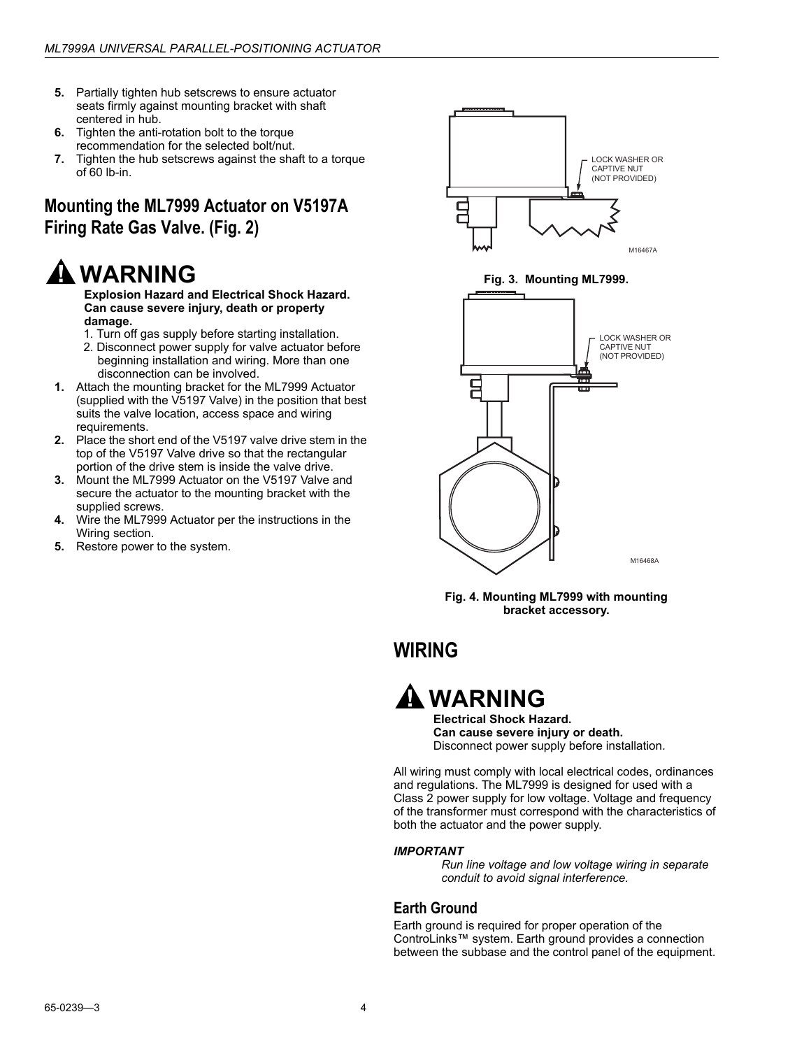5. Partially tighten hub setscrews to ensure actuator seats firmly against mounting bracket with shaft centered in hub.
6. Tighten the anti-rotation bolt to the torque recommendation for the selected bolt/nut.
7. Tighten the hub setscrews against the shaft to a torque of 60 lb-in.

## Mounting the ML7999 Actuator on V5197A Firing Rate Gas Valve. (Fig. 2)

### ⚠ WARNING

**Explosion Hazard and Electrical Shock Hazard. Can cause severe injury, death or property damage.**

1. Turn off gas supply before starting installation.
2. Disconnect power supply for valve actuator before beginning installation and wiring. More than one disconnection can be involved.

1. Attach the mounting bracket for the ML7999 Actuator (supplied with the V5197 Valve) in the position that best suits the valve location, access space and wiring requirements.
2. Place the short end of the V5197 valve drive stem in the top of the V5197 Valve drive so that the rectangular portion of the drive stem is inside the valve drive.
3. Mount the ML7999 Actuator on the V5197 Valve and secure the actuator to the mounting bracket with the supplied screws.
4. Wire the ML7999 Actuator per the instructions in the Wiring section.
5. Restore power to the system.

LOCK WASHER OR CAPTIVE NUT (NOT PROVIDED)

M16467A

**Fig. 3. Mounting ML7999.**

LOCK WASHER OR CAPTIVE NUT (NOT PROVIDED)

M16468A

**Fig. 4. Mounting ML7999 with mounting bracket accessory.**

## WIRING

### ⚠ WARNING

**Electrical Shock Hazard.**
**Can cause severe injury or death.**
Disconnect power supply before installation.

All wiring must comply with local electrical codes, ordinances and regulations. The ML7999 is designed for used with a Class 2 power supply for low voltage. Voltage and frequency of the transformer must correspond with the characteristics of both the actuator and the power supply.

***IMPORTANT***

*Run line voltage and low voltage wiring in separate conduit to avoid signal interference.*

### Earth Ground

Earth ground is required for proper operation of the ControLinks™ system. Earth ground provides a connection between the subbase and the control panel of the equipment.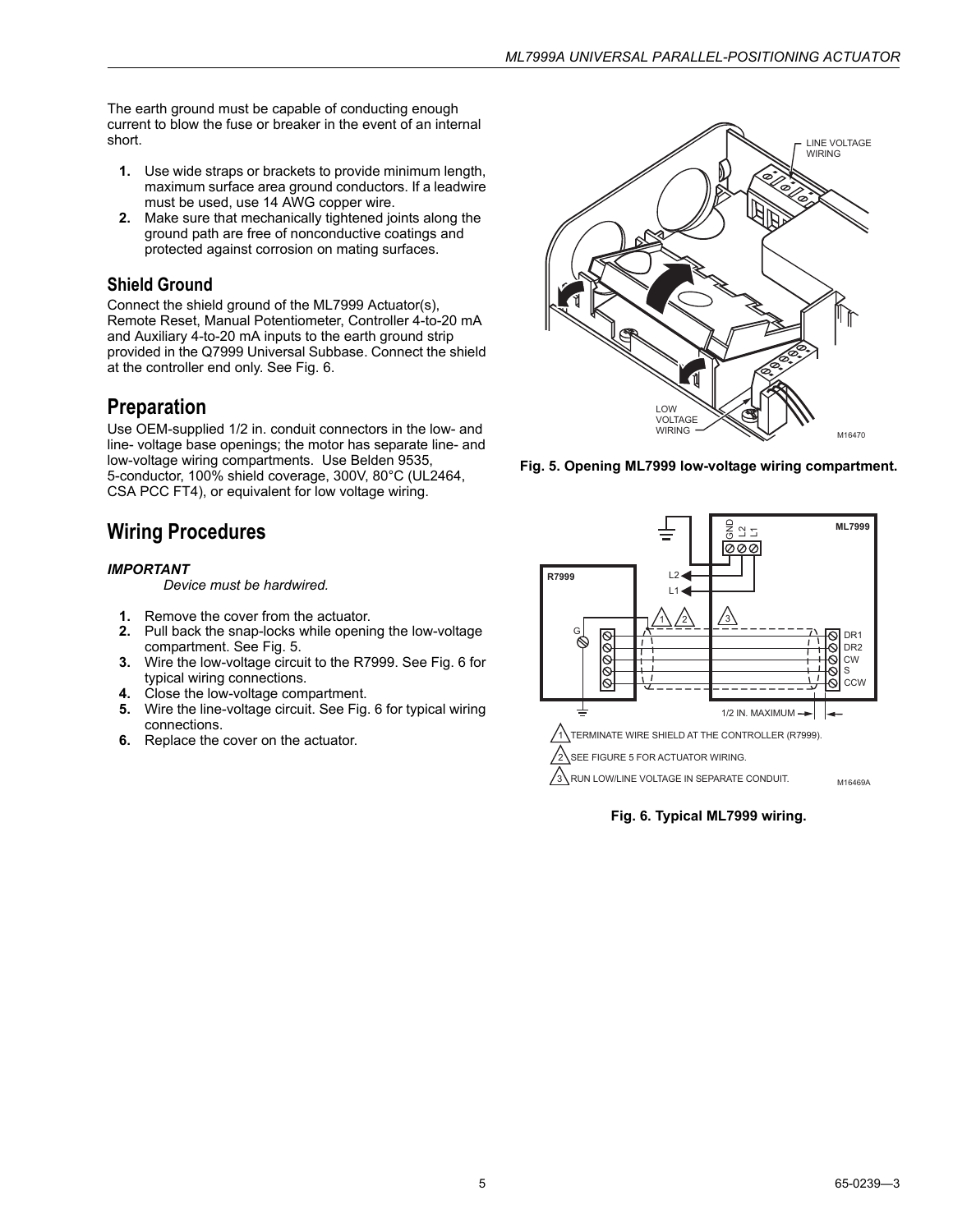The earth ground must be capable of conducting enough current to blow the fuse or breaker in the event of an internal short.

1. Use wide straps or brackets to provide minimum length, maximum surface area ground conductors. If a leadwire must be used, use 14 AWG copper wire.
2. Make sure that mechanically tightened joints along the ground path are free of nonconductive coatings and protected against corrosion on mating surfaces.

### Shield Ground

Connect the shield ground of the ML7999 Actuator(s), Remote Reset, Manual Potentiometer, Controller 4-to-20 mA and Auxiliary 4-to-20 mA inputs to the earth ground strip provided in the Q7999 Universal Subbase. Connect the shield at the controller end only. See Fig. 6.

## Preparation

Use OEM-supplied 1/2 in. conduit connectors in the low- and line- voltage base openings; the motor has separate line- and low-voltage wiring compartments. Use Belden 9535, 5-conductor, 100% shield coverage, 300V, 80°C (UL2464, CSA PCC FT4), or equivalent for low voltage wiring.

## Wiring Procedures

***IMPORTANT***

*Device must be hardwired.*

1. Remove the cover from the actuator.
2. Pull back the snap-locks while opening the low-voltage compartment. See Fig. 5.
3. Wire the low-voltage circuit to the R7999. See Fig. 6 for typical wiring connections.
4. Close the low-voltage compartment.
5. Wire the line-voltage circuit. See Fig. 6 for typical wiring connections.
6. Replace the cover on the actuator.

**Fig. 5. Opening ML7999 low-voltage wiring compartment.**

1 TERMINATE WIRE SHIELD AT THE CONTROLLER (R7999).

2 SEE FIGURE 5 FOR ACTUATOR WIRING.

3 RUN LOW/LINE VOLTAGE IN SEPARATE CONDUIT.

**Fig. 6. Typical ML7999 wiring.**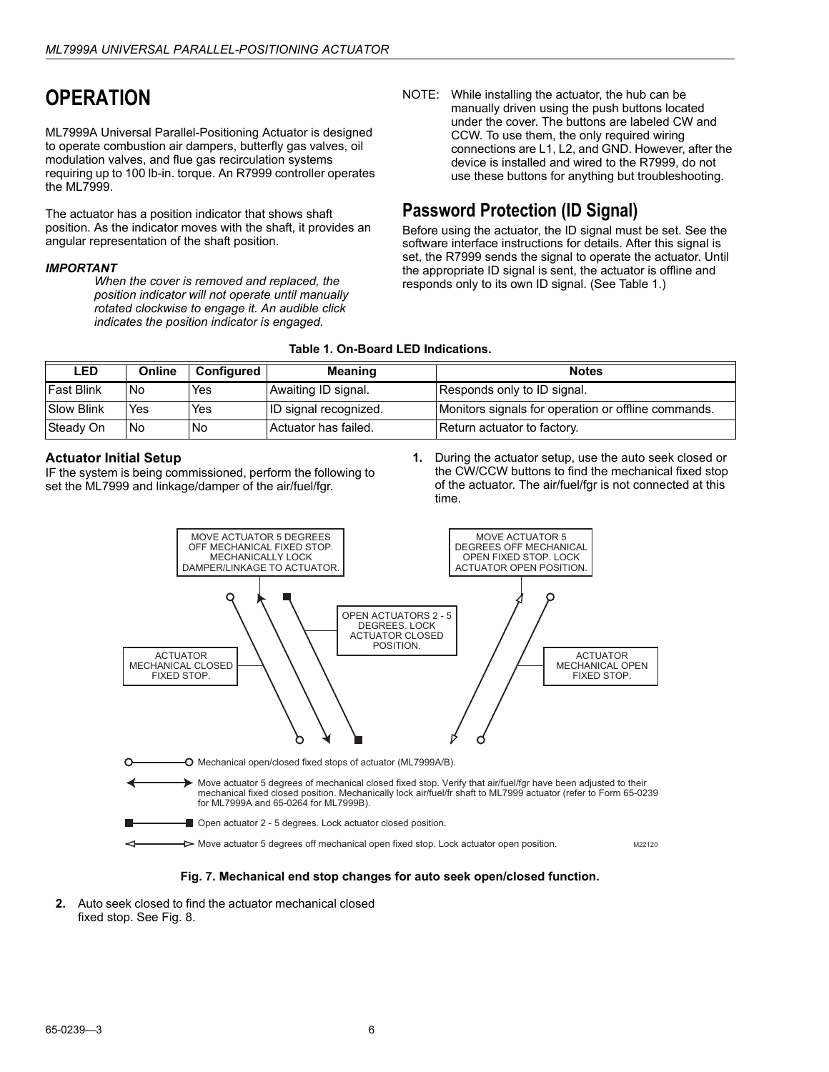# OPERATION

ML7999A Universal Parallel-Positioning Actuator is designed to operate combustion air dampers, butterfly gas valves, oil modulation valves, and flue gas recirculation systems requiring up to 100 lb-in. torque. An R7999 controller operates the ML7999.

The actuator has a position indicator that shows shaft position. As the indicator moves with the shaft, it provides an angular representation of the shaft position.

***IMPORTANT***

*When the cover is removed and replaced, the position indicator will not operate until manually rotated clockwise to engage it. An audible click indicates the position indicator is engaged.*

NOTE: While installing the actuator, the hub can be manually driven using the push buttons located under the cover. The buttons are labeled CW and CCW. To use them, the only required wiring connections are L1, L2, and GND. However, after the device is installed and wired to the R7999, do not use these buttons for anything but troubleshooting.

## Password Protection (ID Signal)

Before using the actuator, the ID signal must be set. See the software interface instructions for details. After this signal is set, the R7999 sends the signal to operate the actuator. Until the appropriate ID signal is sent, the actuator is offline and responds only to its own ID signal. (See Table 1.)

**Table 1. On-Board LED Indications.**

| LED | Online | Configured | Meaning | Notes |
| --- | --- | --- | --- | --- |
| Fast Blink | No | Yes | Awaiting ID signal. | Responds only to ID signal. |
| Slow Blink | Yes | Yes | ID signal recognized. | Monitors signals for operation or offline commands. |
| Steady On | No | No | Actuator has failed. | Return actuator to factory. |

### Actuator Initial Setup

IF the system is being commissioned, perform the following to set the ML7999 and linkage/damper of the air/fuel/fgr.

1. During the actuator setup, use the auto seek closed or the CW/CCW buttons to find the mechanical fixed stop of the actuator. The air/fuel/fgr is not connected at this time.

MOVE ACTUATOR 5 DEGREES OFF MECHANICAL FIXED STOP. MECHANICALLY LOCK DAMPER/LINKAGE TO ACTUATOR.

MOVE ACTUATOR 5 DEGREES OFF MECHANICAL OPEN FIXED STOP. LOCK ACTUATOR OPEN POSITION.

OPEN ACTUATORS 2 - 5 DEGREES. LOCK ACTUATOR CLOSED POSITION.

ACTUATOR MECHANICAL CLOSED FIXED STOP.

ACTUATOR MECHANICAL OPEN FIXED STOP.

Mechanical open/closed fixed stops of actuator (ML7999A/B).

Move actuator 5 degrees of mechanical closed fixed stop. Verify that air/fuel/fgr have been adjusted to their mechanical fixed closed position. Mechanically lock air/fuel/fr shaft to ML7999 actuator (refer to Form 65-0239 for ML7999A and 65-0264 for ML7999B).

Open actuator 2 - 5 degrees. Lock actuator closed position.

Move actuator 5 degrees off mechanical open fixed stop. Lock actuator open position.

M22120

**Fig. 7. Mechanical end stop changes for auto seek open/closed function.**

2. Auto seek closed to find the actuator mechanical closed fixed stop. See Fig. 8.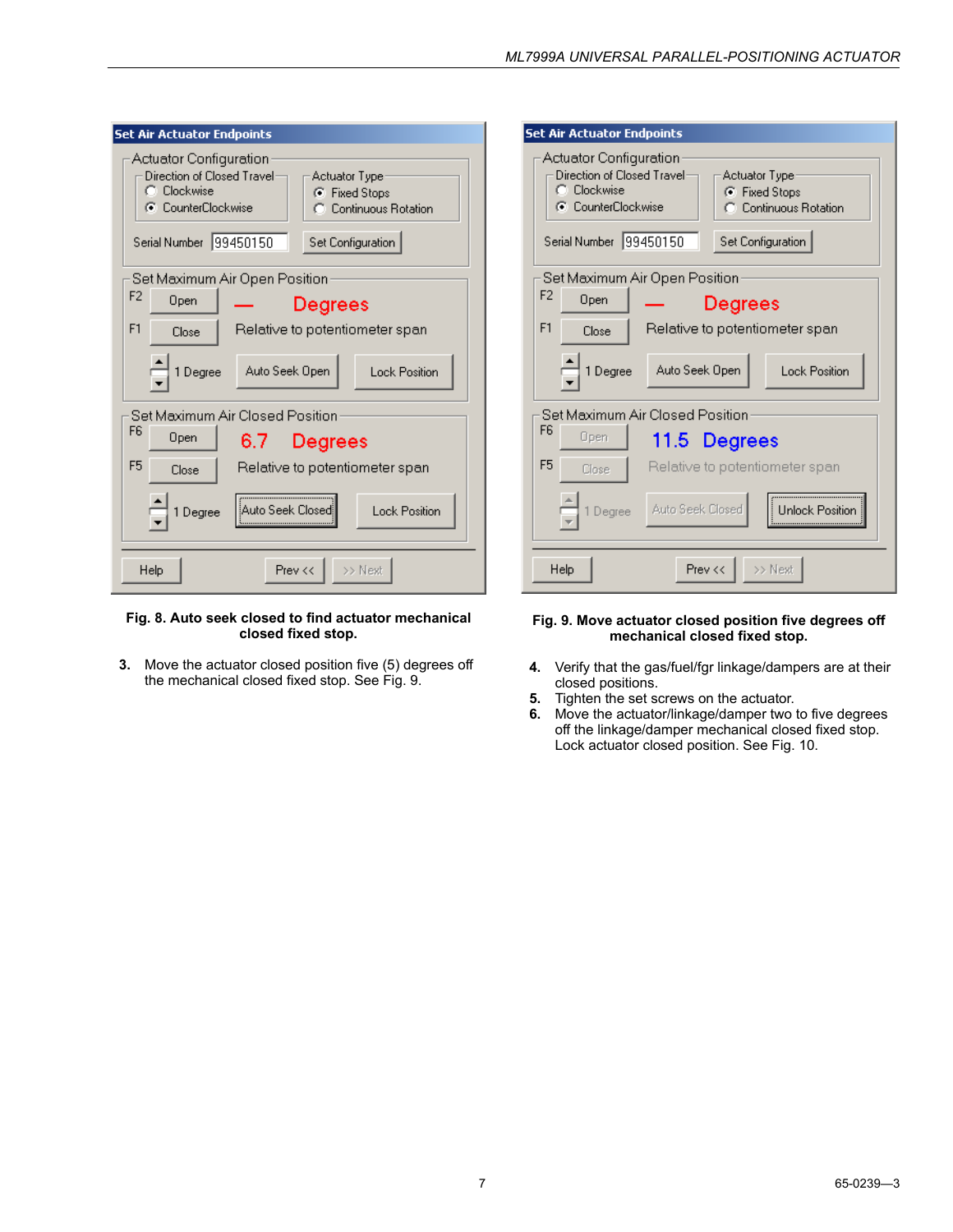Fig. 8. Auto seek closed to find actuator mechanical closed fixed stop.

3. Move the actuator closed position five (5) degrees off the mechanical closed fixed stop. See Fig. 9.

Fig. 9. Move actuator closed position five degrees off mechanical closed fixed stop.

4. Verify that the gas/fuel/fgr linkage/dampers are at their closed positions.
5. Tighten the set screws on the actuator.
6. Move the actuator/linkage/damper two to five degrees off the linkage/damper mechanical closed fixed stop. Lock actuator closed position. See Fig. 10.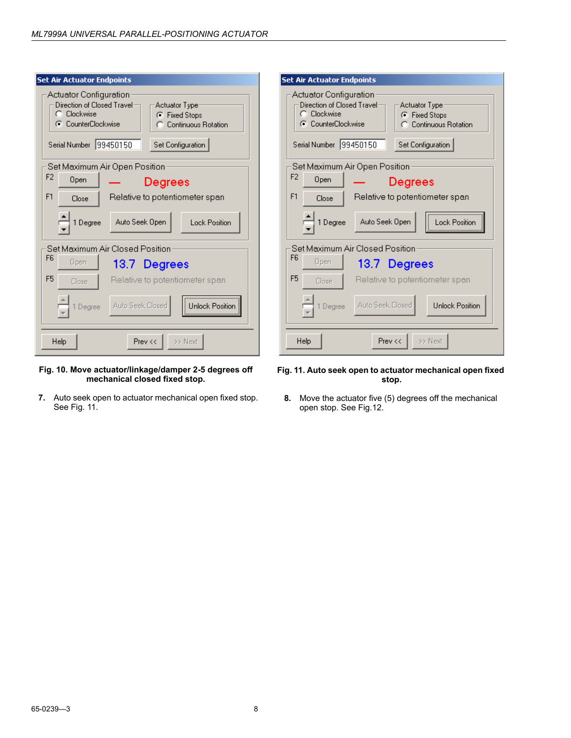Fig. 10. Move actuator/linkage/damper 2-5 degrees off mechanical closed fixed stop.

7. Auto seek open to actuator mechanical open fixed stop. See Fig. 11.

Fig. 11. Auto seek open to actuator mechanical open fixed stop.

8. Move the actuator five (5) degrees off the mechanical open stop. See Fig.12.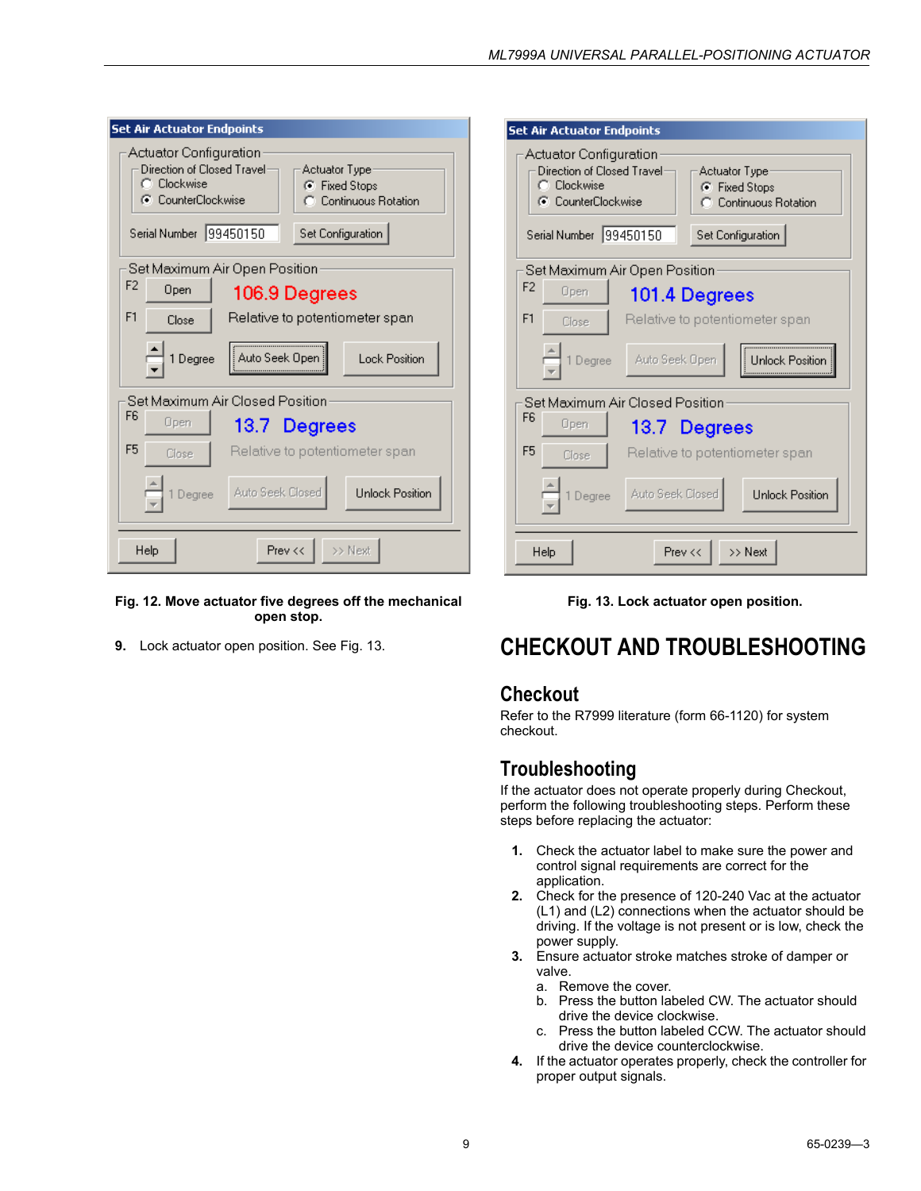Fig. 12. Move actuator five degrees off the mechanical open stop.

9. Lock actuator open position. See Fig. 13.

Fig. 13. Lock actuator open position.

# CHECKOUT AND TROUBLESHOOTING

## Checkout

Refer to the R7999 literature (form 66-1120) for system checkout.

## Troubleshooting

If the actuator does not operate properly during Checkout, perform the following troubleshooting steps. Perform these steps before replacing the actuator:

1. Check the actuator label to make sure the power and control signal requirements are correct for the application.
2. Check for the presence of 120-240 Vac at the actuator (L1) and (L2) connections when the actuator should be driving. If the voltage is not present or is low, check the power supply.
3. Ensure actuator stroke matches stroke of damper or valve.
   a. Remove the cover.
   b. Press the button labeled CW. The actuator should drive the device clockwise.
   c. Press the button labeled CCW. The actuator should drive the device counterclockwise.
4. If the actuator operates properly, check the controller for proper output signals.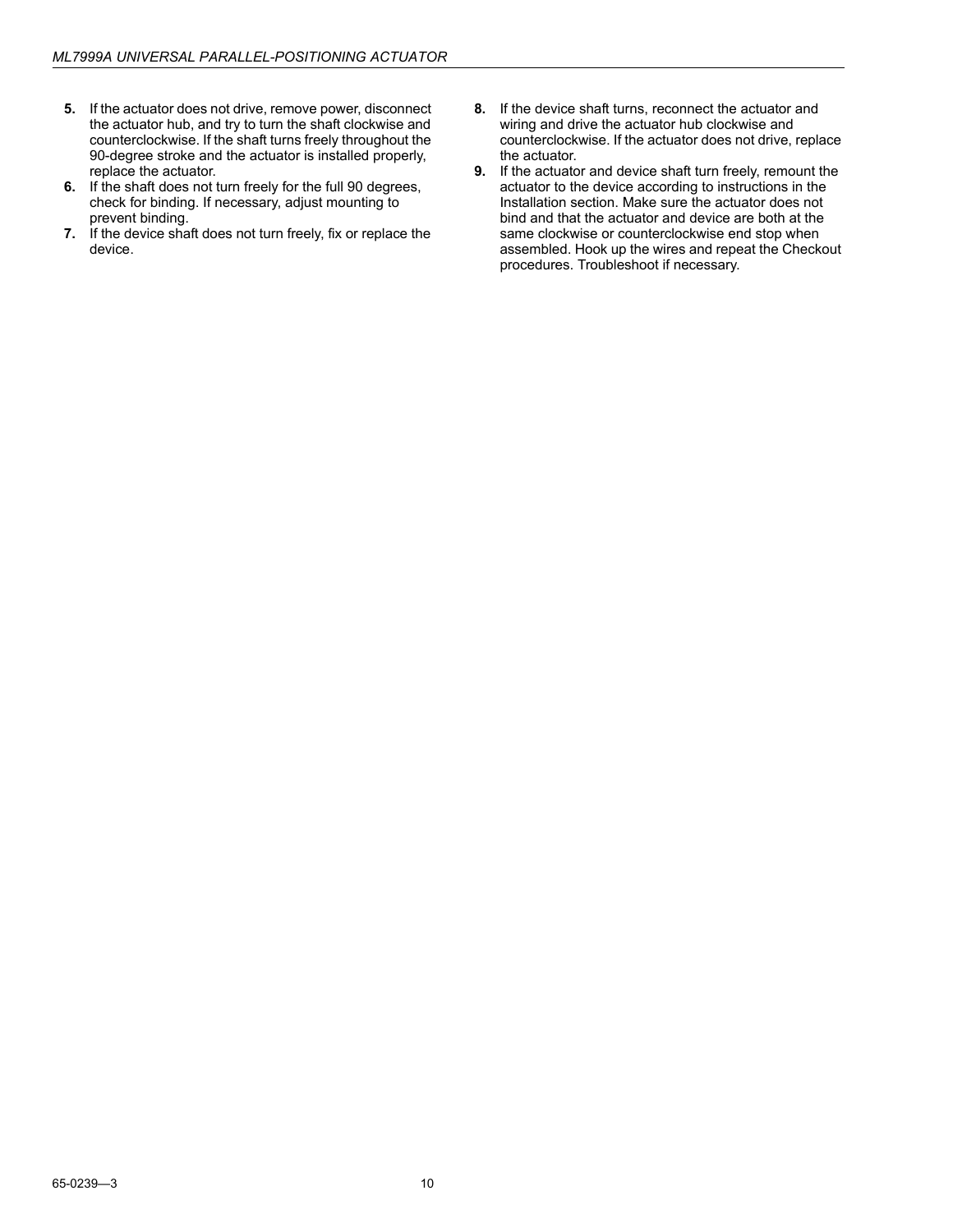5. If the actuator does not drive, remove power, disconnect the actuator hub, and try to turn the shaft clockwise and counterclockwise. If the shaft turns freely throughout the 90-degree stroke and the actuator is installed properly, replace the actuator.
6. If the shaft does not turn freely for the full 90 degrees, check for binding. If necessary, adjust mounting to prevent binding.
7. If the device shaft does not turn freely, fix or replace the device.
8. If the device shaft turns, reconnect the actuator and wiring and drive the actuator hub clockwise and counterclockwise. If the actuator does not drive, replace the actuator.
9. If the actuator and device shaft turn freely, remount the actuator to the device according to instructions in the Installation section. Make sure the actuator does not bind and that the actuator and device are both at the same clockwise or counterclockwise end stop when assembled. Hook up the wires and repeat the Checkout procedures. Troubleshoot if necessary.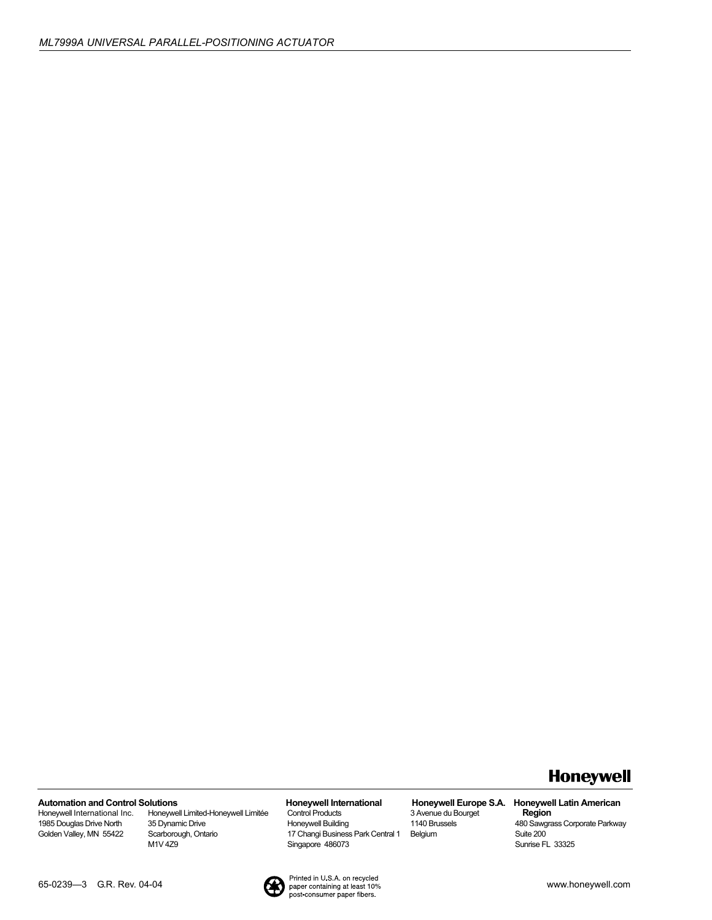**Honeywell**

**Automation and Control Solutions**

Honeywell International Inc.
1985 Douglas Drive North
Golden Valley, MN 55422

Honeywell Limited-Honeywell Limitée
35 Dynamic Drive
Scarborough, Ontario
M1V 4Z9

**Honeywell International**
Control Products
Honeywell Building
17 Changi Business Park Central 1
Singapore 486073

**Honeywell Europe S.A.**
3 Avenue du Bourget
1140 Brussels
Belgium

**Honeywell Latin American Region**
480 Sawgrass Corporate Parkway
Suite 200
Sunrise FL 33325

65-0239—3 G.R. Rev. 04-04

Printed in U.S.A. on recycled paper containing at least 10% post-consumer paper fibers.

www.honeywell.com